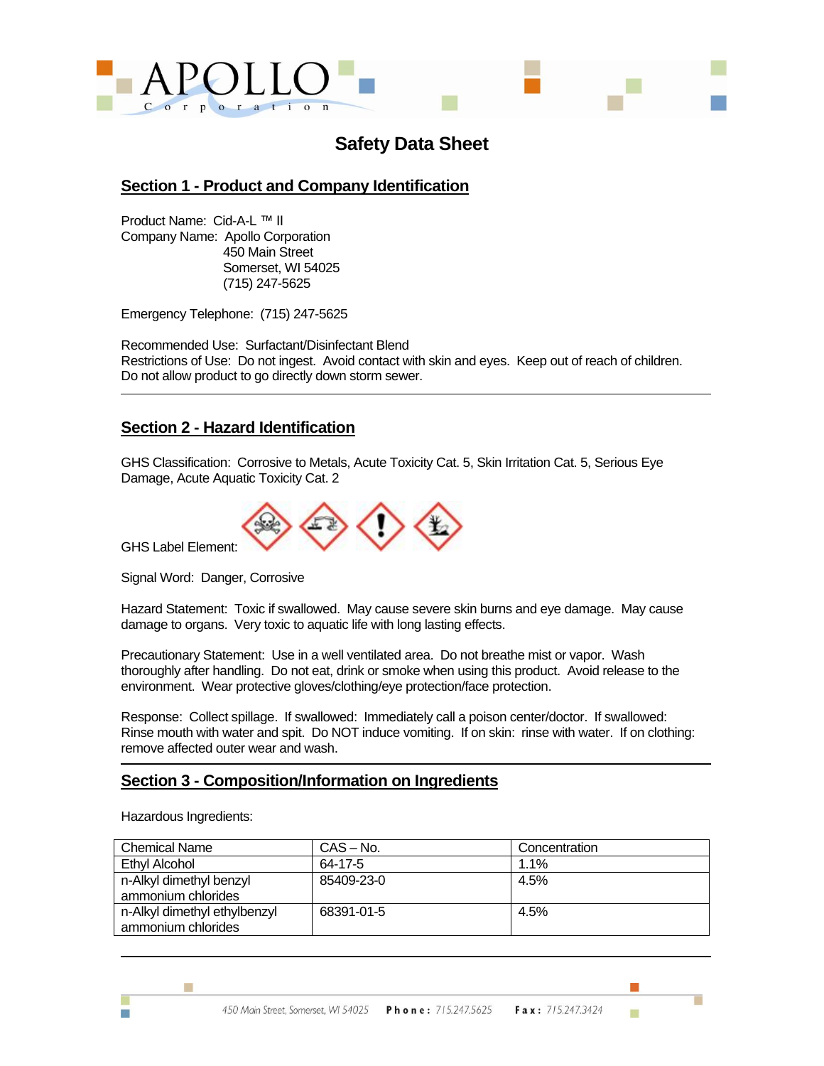# Safety Data Sheet

## Section 1 - Product and Company Identification

Product Name: Cid-A-L ™ II
Company Name: Apollo Corporation
450 Main Street
Somerset, WI 54025
(715) 247-5625

Emergency Telephone: (715) 247-5625

Recommended Use: Surfactant/Disinfectant Blend
Restrictions of Use: Do not ingest. Avoid contact with skin and eyes. Keep out of reach of children. Do not allow product to go directly down storm sewer.

## Section 2 - Hazard Identification

GHS Classification: Corrosive to Metals, Acute Toxicity Cat. 5, Skin Irritation Cat. 5, Serious Eye Damage, Acute Aquatic Toxicity Cat. 2

GHS Label Element:

Signal Word: Danger, Corrosive

Hazard Statement: Toxic if swallowed. May cause severe skin burns and eye damage. May cause damage to organs. Very toxic to aquatic life with long lasting effects.

Precautionary Statement: Use in a well ventilated area. Do not breathe mist or vapor. Wash thoroughly after handling. Do not eat, drink or smoke when using this product. Avoid release to the environment. Wear protective gloves/clothing/eye protection/face protection.

Response: Collect spillage. If swallowed: Immediately call a poison center/doctor. If swallowed: Rinse mouth with water and spit. Do NOT induce vomiting. If on skin: rinse with water. If on clothing: remove affected outer wear and wash.

## Section 3 - Composition/Information on Ingredients

Hazardous Ingredients:

| Chemical Name | CAS – No. | Concentration |
|---|---|---|
| Ethyl Alcohol | 64-17-5 | 1.1% |
| n-Alkyl dimethyl benzyl ammonium chlorides | 85409-23-0 | 4.5% |
| n-Alkyl dimethyl ethylbenzyl ammonium chlorides | 68391-01-5 | 4.5% |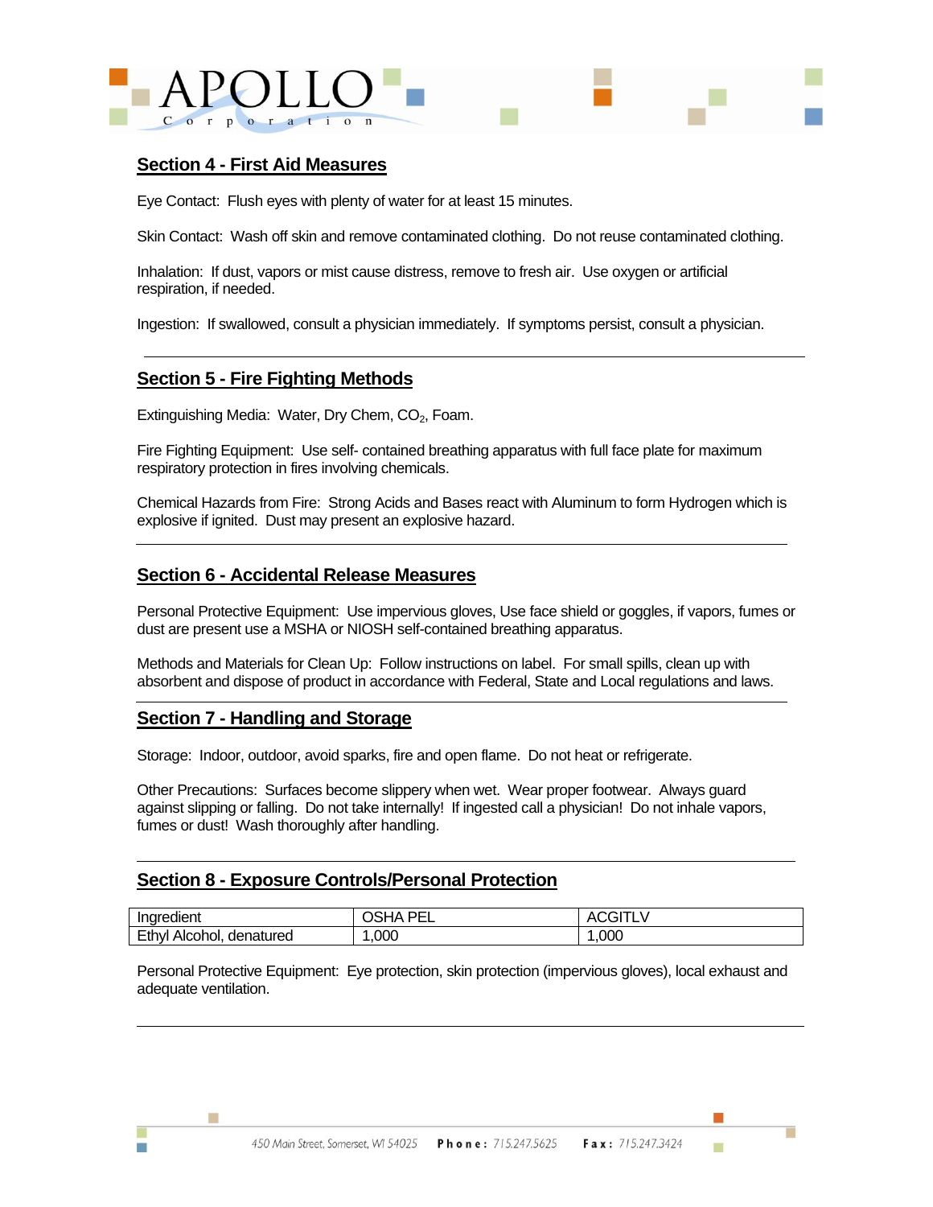## Section 4 - First Aid Measures

Eye Contact: Flush eyes with plenty of water for at least 15 minutes.

Skin Contact: Wash off skin and remove contaminated clothing. Do not reuse contaminated clothing.

Inhalation: If dust, vapors or mist cause distress, remove to fresh air. Use oxygen or artificial respiration, if needed.

Ingestion: If swallowed, consult a physician immediately. If symptoms persist, consult a physician.

---

## Section 5 - Fire Fighting Methods

Extinguishing Media: Water, Dry Chem, $CO_2$, Foam.

Fire Fighting Equipment: Use self- contained breathing apparatus with full face plate for maximum respiratory protection in fires involving chemicals.

Chemical Hazards from Fire: Strong Acids and Bases react with Aluminum to form Hydrogen which is explosive if ignited. Dust may present an explosive hazard.

---

## Section 6 - Accidental Release Measures

Personal Protective Equipment: Use impervious gloves, Use face shield or goggles, if vapors, fumes or dust are present use a MSHA or NIOSH self-contained breathing apparatus.

Methods and Materials for Clean Up: Follow instructions on label. For small spills, clean up with absorbent and dispose of product in accordance with Federal, State and Local regulations and laws.

---

## Section 7 - Handling and Storage

Storage: Indoor, outdoor, avoid sparks, fire and open flame. Do not heat or refrigerate.

Other Precautions: Surfaces become slippery when wet. Wear proper footwear. Always guard against slipping or falling. Do not take internally! If ingested call a physician! Do not inhale vapors, fumes or dust! Wash thoroughly after handling.

---

## Section 8 - Exposure Controls/Personal Protection

| Ingredient | OSHA PEL | ACGITLV |
|---|---|---|
| Ethyl Alcohol, denatured | 1,000 | 1,000 |

Personal Protective Equipment: Eye protection, skin protection (impervious gloves), local exhaust and adequate ventilation.

---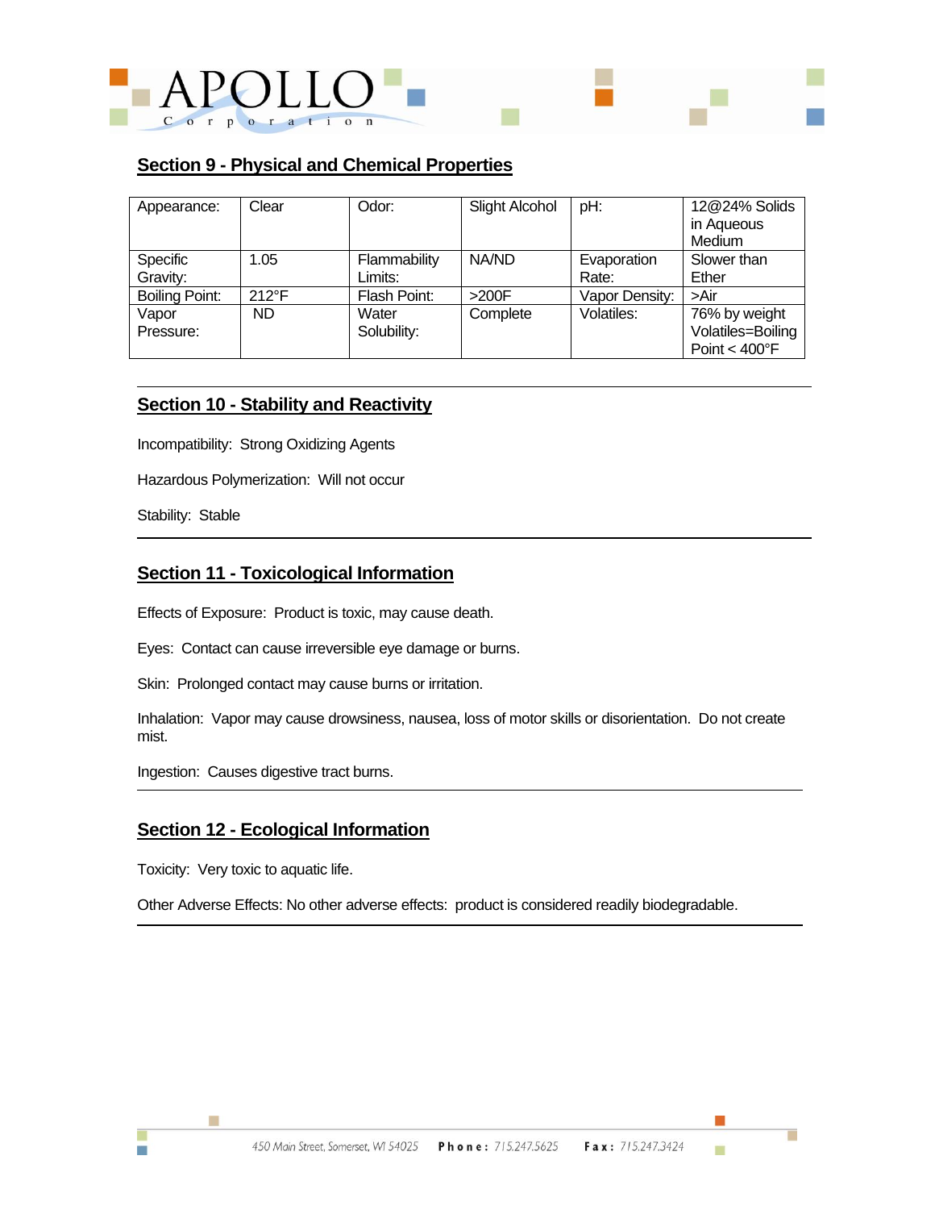## Section 9 - Physical and Chemical Properties

| Appearance: | Clear | Odor: | Slight Alcohol | pH: | 12@24% Solids in Aqueous Medium |
|---|---|---|---|---|---|
| Specific Gravity: | 1.05 | Flammability Limits: | NA/ND | Evaporation Rate: | Slower than Ether |
| Boiling Point: | 212°F | Flash Point: | >200F | Vapor Density: | >Air |
| Vapor Pressure: | ND | Water Solubility: | Complete | Volatiles: | 76% by weight Volatiles=Boiling Point < 400°F |

## Section 10 - Stability and Reactivity

Incompatibility: Strong Oxidizing Agents

Hazardous Polymerization: Will not occur

Stability: Stable

## Section 11 - Toxicological Information

Effects of Exposure: Product is toxic, may cause death.

Eyes: Contact can cause irreversible eye damage or burns.

Skin: Prolonged contact may cause burns or irritation.

Inhalation: Vapor may cause drowsiness, nausea, loss of motor skills or disorientation. Do not create mist.

Ingestion: Causes digestive tract burns.

## Section 12 - Ecological Information

Toxicity: Very toxic to aquatic life.

Other Adverse Effects: No other adverse effects: product is considered readily biodegradable.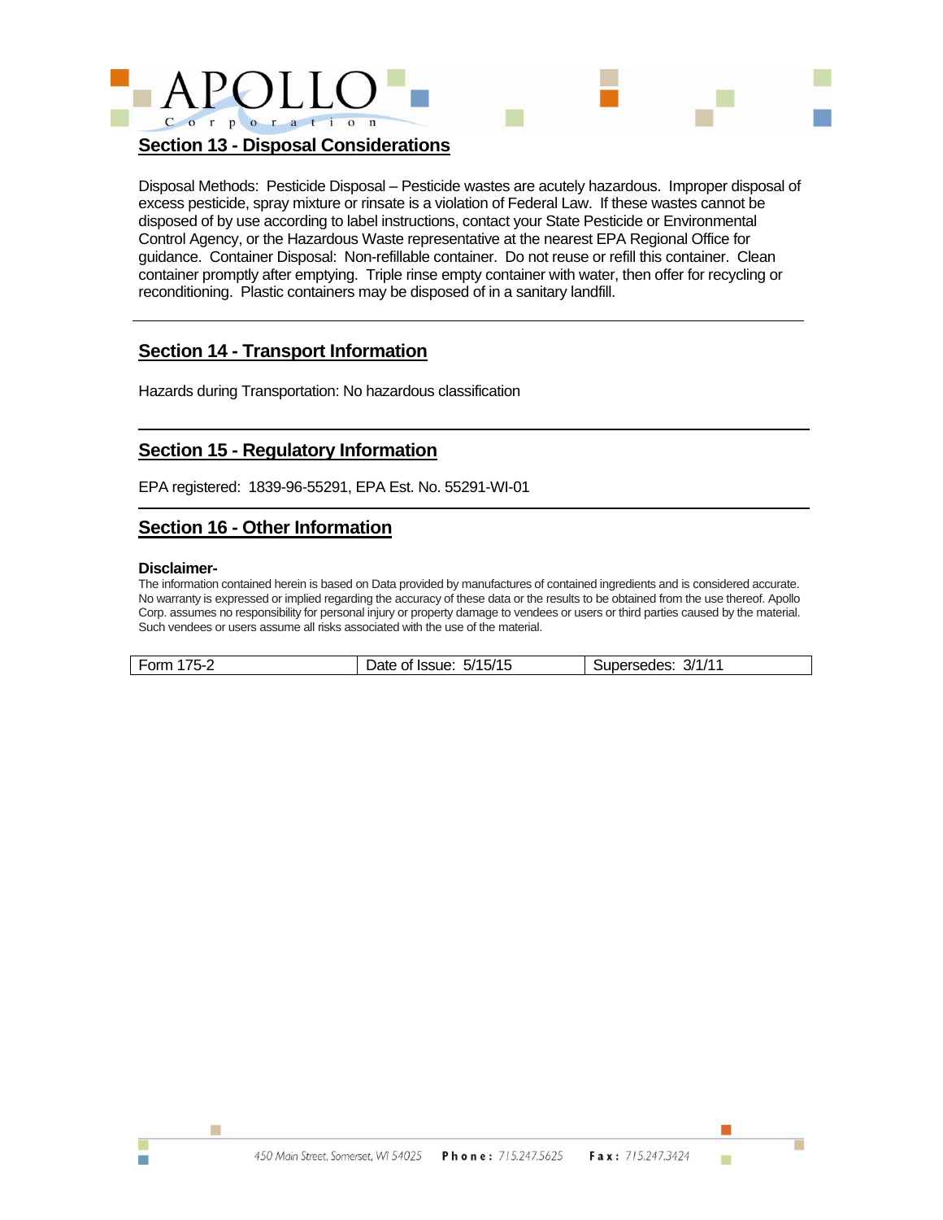## Section 13 - Disposal Considerations

Disposal Methods: Pesticide Disposal – Pesticide wastes are acutely hazardous. Improper disposal of excess pesticide, spray mixture or rinsate is a violation of Federal Law. If these wastes cannot be disposed of by use according to label instructions, contact your State Pesticide or Environmental Control Agency, or the Hazardous Waste representative at the nearest EPA Regional Office for guidance. Container Disposal: Non-refillable container. Do not reuse or refill this container. Clean container promptly after emptying. Triple rinse empty container with water, then offer for recycling or reconditioning. Plastic containers may be disposed of in a sanitary landfill.

## Section 14 - Transport Information

Hazards during Transportation: No hazardous classification

## Section 15 - Regulatory Information

EPA registered: 1839-96-55291, EPA Est. No. 55291-WI-01

## Section 16 - Other Information

**Disclaimer-**

The information contained herein is based on Data provided by manufactures of contained ingredients and is considered accurate. No warranty is expressed or implied regarding the accuracy of these data or the results to be obtained from the use thereof. Apollo Corp. assumes no responsibility for personal injury or property damage to vendees or users or third parties caused by the material. Such vendees or users assume all risks associated with the use of the material.

| | | |
|---|---|---|
| Form 175-2 | Date of Issue: 5/15/15 | Supersedes: 3/1/11 |